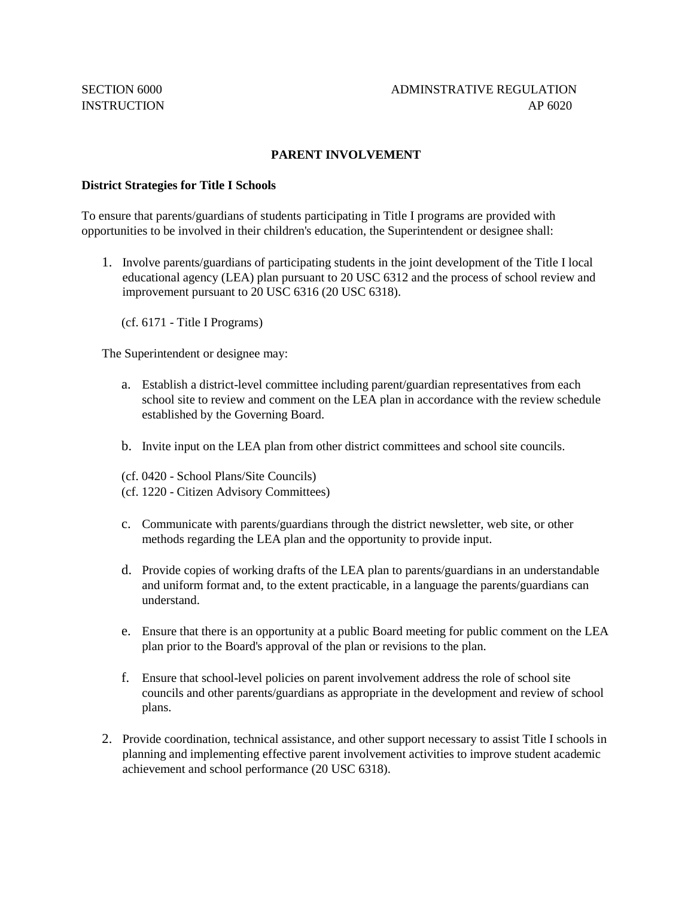SECTION 6000 ADMINSTRATIVE REGULATION
INSTRUCTION AP 6020

# PARENT INVOLVEMENT

**District Strategies for Title I Schools**

To ensure that parents/guardians of students participating in Title I programs are provided with opportunities to be involved in their children's education, the Superintendent or designee shall:

1. Involve parents/guardians of participating students in the joint development of the Title I local educational agency (LEA) plan pursuant to 20 USC 6312 and the process of school review and improvement pursuant to 20 USC 6316 (20 USC 6318).

   (cf. 6171 - Title I Programs)

   The Superintendent or designee may:

   a. Establish a district-level committee including parent/guardian representatives from each school site to review and comment on the LEA plan in accordance with the review schedule established by the Governing Board.

   b. Invite input on the LEA plan from other district committees and school site councils.

   (cf. 0420 - School Plans/Site Councils)
   (cf. 1220 - Citizen Advisory Committees)

   c. Communicate with parents/guardians through the district newsletter, web site, or other methods regarding the LEA plan and the opportunity to provide input.

   d. Provide copies of working drafts of the LEA plan to parents/guardians in an understandable and uniform format and, to the extent practicable, in a language the parents/guardians can understand.

   e. Ensure that there is an opportunity at a public Board meeting for public comment on the LEA plan prior to the Board's approval of the plan or revisions to the plan.

   f. Ensure that school-level policies on parent involvement address the role of school site councils and other parents/guardians as appropriate in the development and review of school plans.

2. Provide coordination, technical assistance, and other support necessary to assist Title I schools in planning and implementing effective parent involvement activities to improve student academic achievement and school performance (20 USC 6318).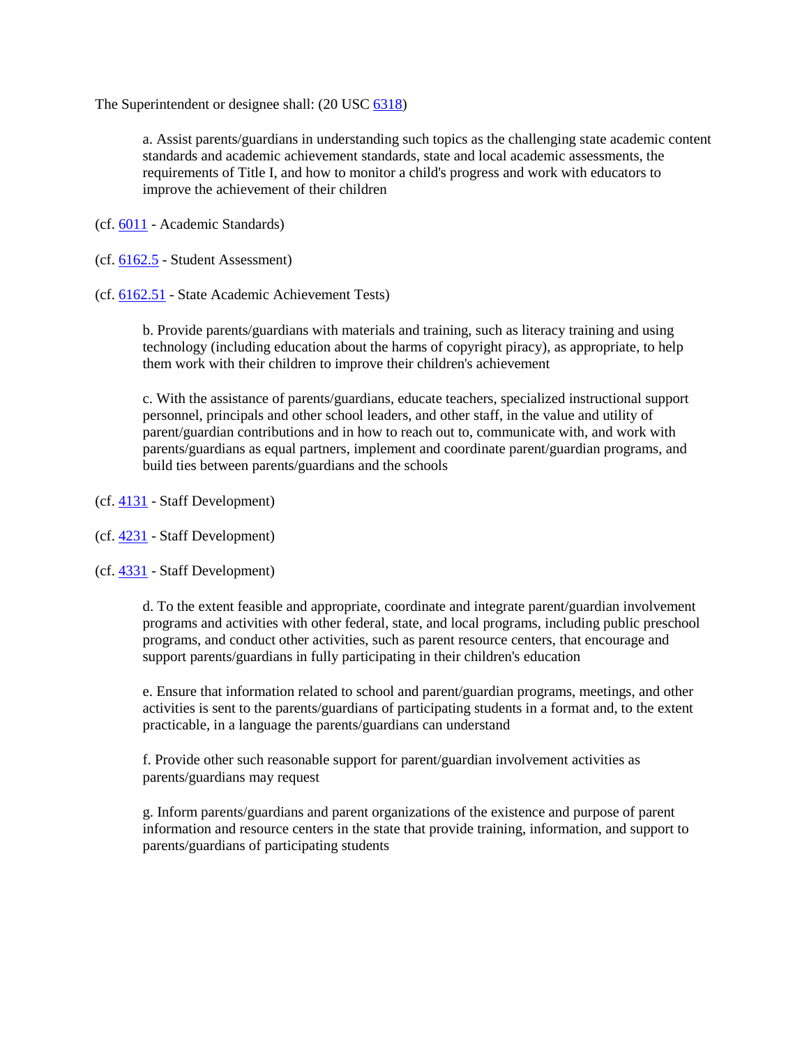The Superintendent or designee shall: (20 USC 6318)

a. Assist parents/guardians in understanding such topics as the challenging state academic content standards and academic achievement standards, state and local academic assessments, the requirements of Title I, and how to monitor a child's progress and work with educators to improve the achievement of their children

(cf. 6011 - Academic Standards)

(cf. 6162.5 - Student Assessment)

(cf. 6162.51 - State Academic Achievement Tests)

b. Provide parents/guardians with materials and training, such as literacy training and using technology (including education about the harms of copyright piracy), as appropriate, to help them work with their children to improve their children's achievement

c. With the assistance of parents/guardians, educate teachers, specialized instructional support personnel, principals and other school leaders, and other staff, in the value and utility of parent/guardian contributions and in how to reach out to, communicate with, and work with parents/guardians as equal partners, implement and coordinate parent/guardian programs, and build ties between parents/guardians and the schools

(cf. 4131 - Staff Development)

(cf. 4231 - Staff Development)

(cf. 4331 - Staff Development)

d. To the extent feasible and appropriate, coordinate and integrate parent/guardian involvement programs and activities with other federal, state, and local programs, including public preschool programs, and conduct other activities, such as parent resource centers, that encourage and support parents/guardians in fully participating in their children's education

e. Ensure that information related to school and parent/guardian programs, meetings, and other activities is sent to the parents/guardians of participating students in a format and, to the extent practicable, in a language the parents/guardians can understand

f. Provide other such reasonable support for parent/guardian involvement activities as parents/guardians may request

g. Inform parents/guardians and parent organizations of the existence and purpose of parent information and resource centers in the state that provide training, information, and support to parents/guardians of participating students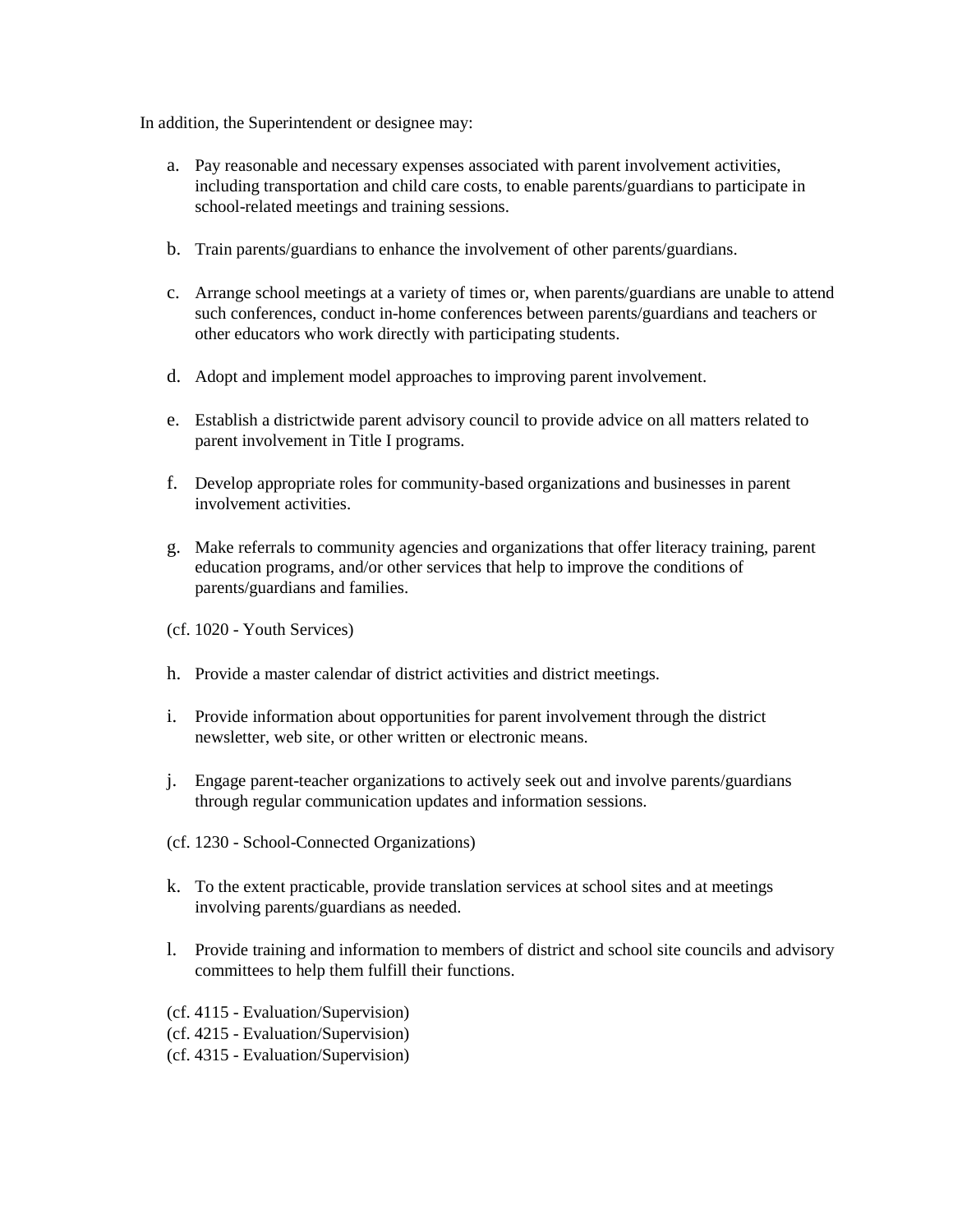In addition, the Superintendent or designee may:

a. Pay reasonable and necessary expenses associated with parent involvement activities, including transportation and child care costs, to enable parents/guardians to participate in school-related meetings and training sessions.

b. Train parents/guardians to enhance the involvement of other parents/guardians.

c. Arrange school meetings at a variety of times or, when parents/guardians are unable to attend such conferences, conduct in-home conferences between parents/guardians and teachers or other educators who work directly with participating students.

d. Adopt and implement model approaches to improving parent involvement.

e. Establish a districtwide parent advisory council to provide advice on all matters related to parent involvement in Title I programs.

f. Develop appropriate roles for community-based organizations and businesses in parent involvement activities.

g. Make referrals to community agencies and organizations that offer literacy training, parent education programs, and/or other services that help to improve the conditions of parents/guardians and families.

(cf. 1020 - Youth Services)

h. Provide a master calendar of district activities and district meetings.

i. Provide information about opportunities for parent involvement through the district newsletter, web site, or other written or electronic means.

j. Engage parent-teacher organizations to actively seek out and involve parents/guardians through regular communication updates and information sessions.

(cf. 1230 - School-Connected Organizations)

k. To the extent practicable, provide translation services at school sites and at meetings involving parents/guardians as needed.

l. Provide training and information to members of district and school site councils and advisory committees to help them fulfill their functions.

(cf. 4115 - Evaluation/Supervision)
(cf. 4215 - Evaluation/Supervision)
(cf. 4315 - Evaluation/Supervision)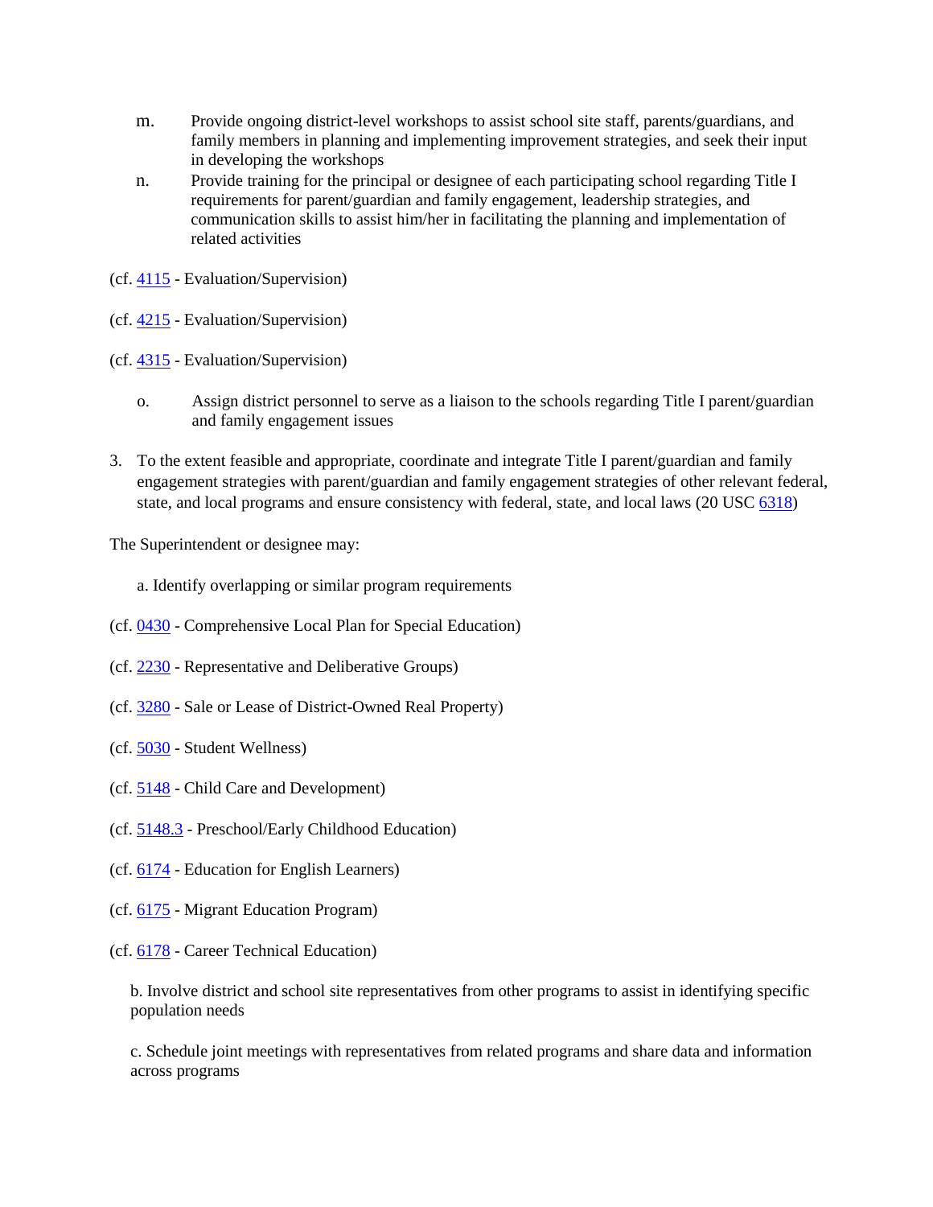m. Provide ongoing district-level workshops to assist school site staff, parents/guardians, and family members in planning and implementing improvement strategies, and seek their input in developing the workshops

n. Provide training for the principal or designee of each participating school regarding Title I requirements for parent/guardian and family engagement, leadership strategies, and communication skills to assist him/her in facilitating the planning and implementation of related activities

(cf. 4115 - Evaluation/Supervision)

(cf. 4215 - Evaluation/Supervision)

(cf. 4315 - Evaluation/Supervision)

o. Assign district personnel to serve as a liaison to the schools regarding Title I parent/guardian and family engagement issues

3. To the extent feasible and appropriate, coordinate and integrate Title I parent/guardian and family engagement strategies with parent/guardian and family engagement strategies of other relevant federal, state, and local programs and ensure consistency with federal, state, and local laws (20 USC 6318)

The Superintendent or designee may:

a. Identify overlapping or similar program requirements

(cf. 0430 - Comprehensive Local Plan for Special Education)

(cf. 2230 - Representative and Deliberative Groups)

(cf. 3280 - Sale or Lease of District-Owned Real Property)

(cf. 5030 - Student Wellness)

(cf. 5148 - Child Care and Development)

(cf. 5148.3 - Preschool/Early Childhood Education)

(cf. 6174 - Education for English Learners)

(cf. 6175 - Migrant Education Program)

(cf. 6178 - Career Technical Education)

b. Involve district and school site representatives from other programs to assist in identifying specific population needs

c. Schedule joint meetings with representatives from related programs and share data and information across programs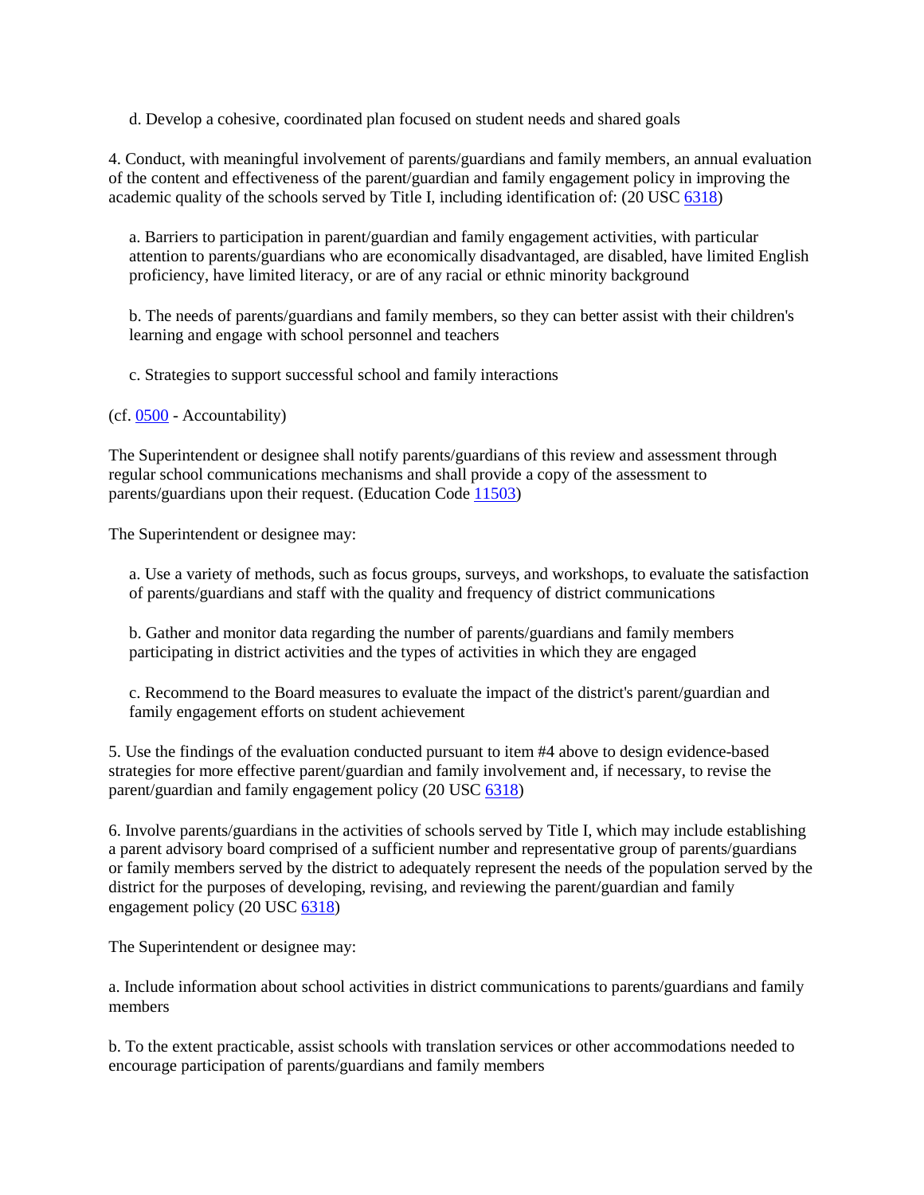d. Develop a cohesive, coordinated plan focused on student needs and shared goals

4. Conduct, with meaningful involvement of parents/guardians and family members, an annual evaluation of the content and effectiveness of the parent/guardian and family engagement policy in improving the academic quality of the schools served by Title I, including identification of: (20 USC 6318)

   a. Barriers to participation in parent/guardian and family engagement activities, with particular attention to parents/guardians who are economically disadvantaged, are disabled, have limited English proficiency, have limited literacy, or are of any racial or ethnic minority background

   b. The needs of parents/guardians and family members, so they can better assist with their children's learning and engage with school personnel and teachers

   c. Strategies to support successful school and family interactions

(cf. 0500 - Accountability)

The Superintendent or designee shall notify parents/guardians of this review and assessment through regular school communications mechanisms and shall provide a copy of the assessment to parents/guardians upon their request. (Education Code 11503)

The Superintendent or designee may:

   a. Use a variety of methods, such as focus groups, surveys, and workshops, to evaluate the satisfaction of parents/guardians and staff with the quality and frequency of district communications

   b. Gather and monitor data regarding the number of parents/guardians and family members participating in district activities and the types of activities in which they are engaged

   c. Recommend to the Board measures to evaluate the impact of the district's parent/guardian and family engagement efforts on student achievement

5. Use the findings of the evaluation conducted pursuant to item #4 above to design evidence-based strategies for more effective parent/guardian and family involvement and, if necessary, to revise the parent/guardian and family engagement policy (20 USC 6318)

6. Involve parents/guardians in the activities of schools served by Title I, which may include establishing a parent advisory board comprised of a sufficient number and representative group of parents/guardians or family members served by the district to adequately represent the needs of the population served by the district for the purposes of developing, revising, and reviewing the parent/guardian and family engagement policy (20 USC 6318)

The Superintendent or designee may:

a. Include information about school activities in district communications to parents/guardians and family members

b. To the extent practicable, assist schools with translation services or other accommodations needed to encourage participation of parents/guardians and family members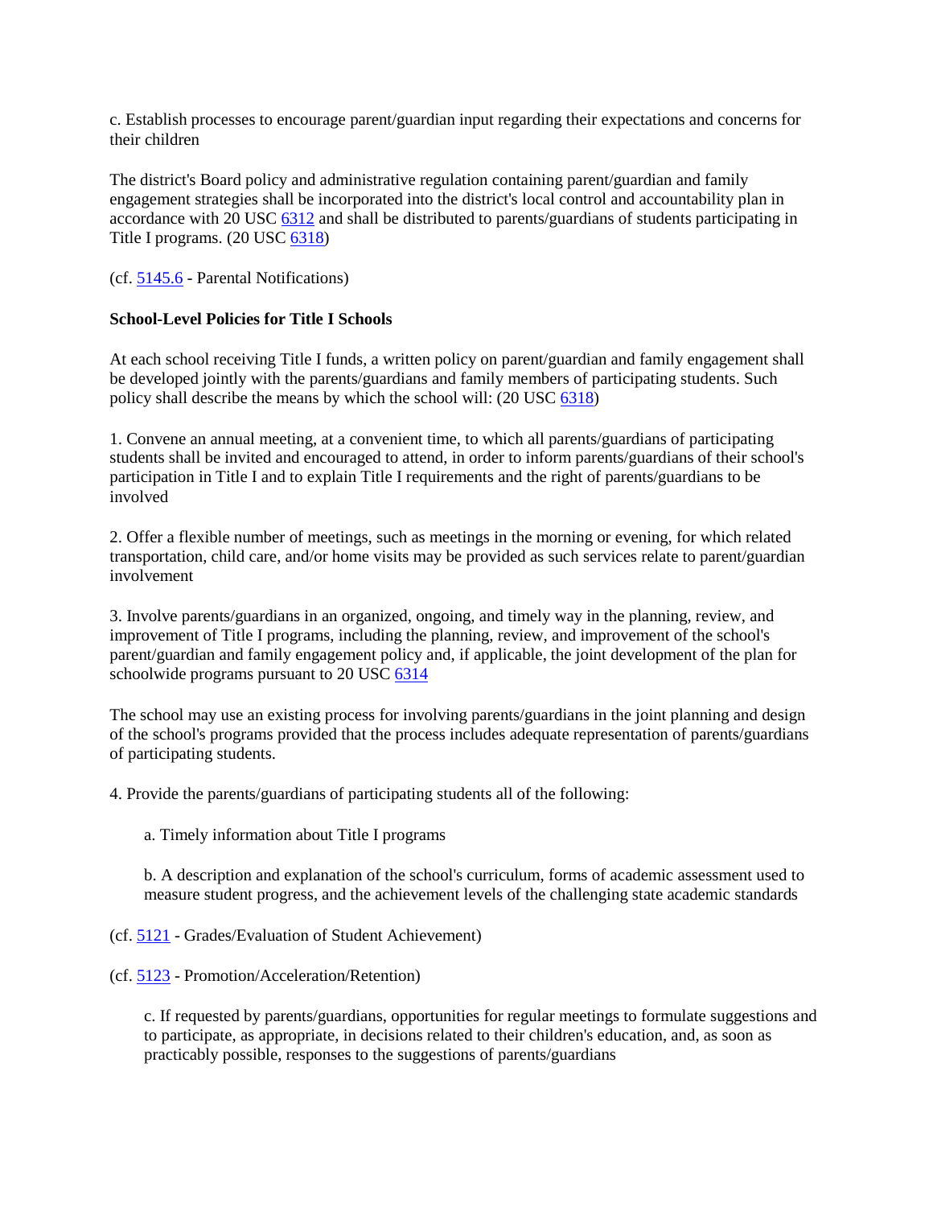c. Establish processes to encourage parent/guardian input regarding their expectations and concerns for their children

The district's Board policy and administrative regulation containing parent/guardian and family engagement strategies shall be incorporated into the district's local control and accountability plan in accordance with 20 USC 6312 and shall be distributed to parents/guardians of students participating in Title I programs. (20 USC 6318)

(cf. 5145.6 - Parental Notifications)

**School-Level Policies for Title I Schools**

At each school receiving Title I funds, a written policy on parent/guardian and family engagement shall be developed jointly with the parents/guardians and family members of participating students. Such policy shall describe the means by which the school will: (20 USC 6318)

1. Convene an annual meeting, at a convenient time, to which all parents/guardians of participating students shall be invited and encouraged to attend, in order to inform parents/guardians of their school's participation in Title I and to explain Title I requirements and the right of parents/guardians to be involved

2. Offer a flexible number of meetings, such as meetings in the morning or evening, for which related transportation, child care, and/or home visits may be provided as such services relate to parent/guardian involvement

3. Involve parents/guardians in an organized, ongoing, and timely way in the planning, review, and improvement of Title I programs, including the planning, review, and improvement of the school's parent/guardian and family engagement policy and, if applicable, the joint development of the plan for schoolwide programs pursuant to 20 USC 6314

The school may use an existing process for involving parents/guardians in the joint planning and design of the school's programs provided that the process includes adequate representation of parents/guardians of participating students.

4. Provide the parents/guardians of participating students all of the following:

a. Timely information about Title I programs

b. A description and explanation of the school's curriculum, forms of academic assessment used to measure student progress, and the achievement levels of the challenging state academic standards

(cf. 5121 - Grades/Evaluation of Student Achievement)

(cf. 5123 - Promotion/Acceleration/Retention)

c. If requested by parents/guardians, opportunities for regular meetings to formulate suggestions and to participate, as appropriate, in decisions related to their children's education, and, as soon as practicably possible, responses to the suggestions of parents/guardians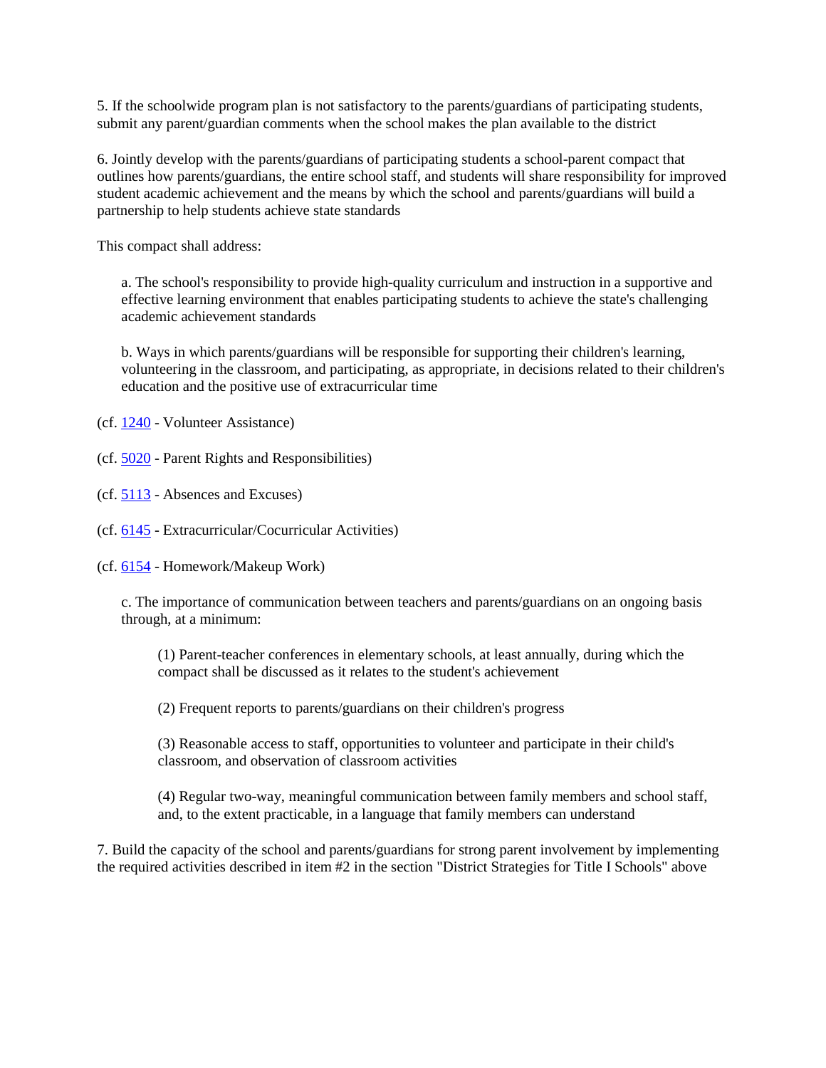5. If the schoolwide program plan is not satisfactory to the parents/guardians of participating students, submit any parent/guardian comments when the school makes the plan available to the district

6. Jointly develop with the parents/guardians of participating students a school-parent compact that outlines how parents/guardians, the entire school staff, and students will share responsibility for improved student academic achievement and the means by which the school and parents/guardians will build a partnership to help students achieve state standards

This compact shall address:

> a. The school's responsibility to provide high-quality curriculum and instruction in a supportive and effective learning environment that enables participating students to achieve the state's challenging academic achievement standards
>
> b. Ways in which parents/guardians will be responsible for supporting their children's learning, volunteering in the classroom, and participating, as appropriate, in decisions related to their children's education and the positive use of extracurricular time

(cf. 1240 - Volunteer Assistance)

(cf. 5020 - Parent Rights and Responsibilities)

(cf. 5113 - Absences and Excuses)

(cf. 6145 - Extracurricular/Cocurricular Activities)

(cf. 6154 - Homework/Makeup Work)

> c. The importance of communication between teachers and parents/guardians on an ongoing basis through, at a minimum:
>
> > (1) Parent-teacher conferences in elementary schools, at least annually, during which the compact shall be discussed as it relates to the student's achievement
> >
> > (2) Frequent reports to parents/guardians on their children's progress
> >
> > (3) Reasonable access to staff, opportunities to volunteer and participate in their child's classroom, and observation of classroom activities
> >
> > (4) Regular two-way, meaningful communication between family members and school staff, and, to the extent practicable, in a language that family members can understand

7. Build the capacity of the school and parents/guardians for strong parent involvement by implementing the required activities described in item #2 in the section "District Strategies for Title I Schools" above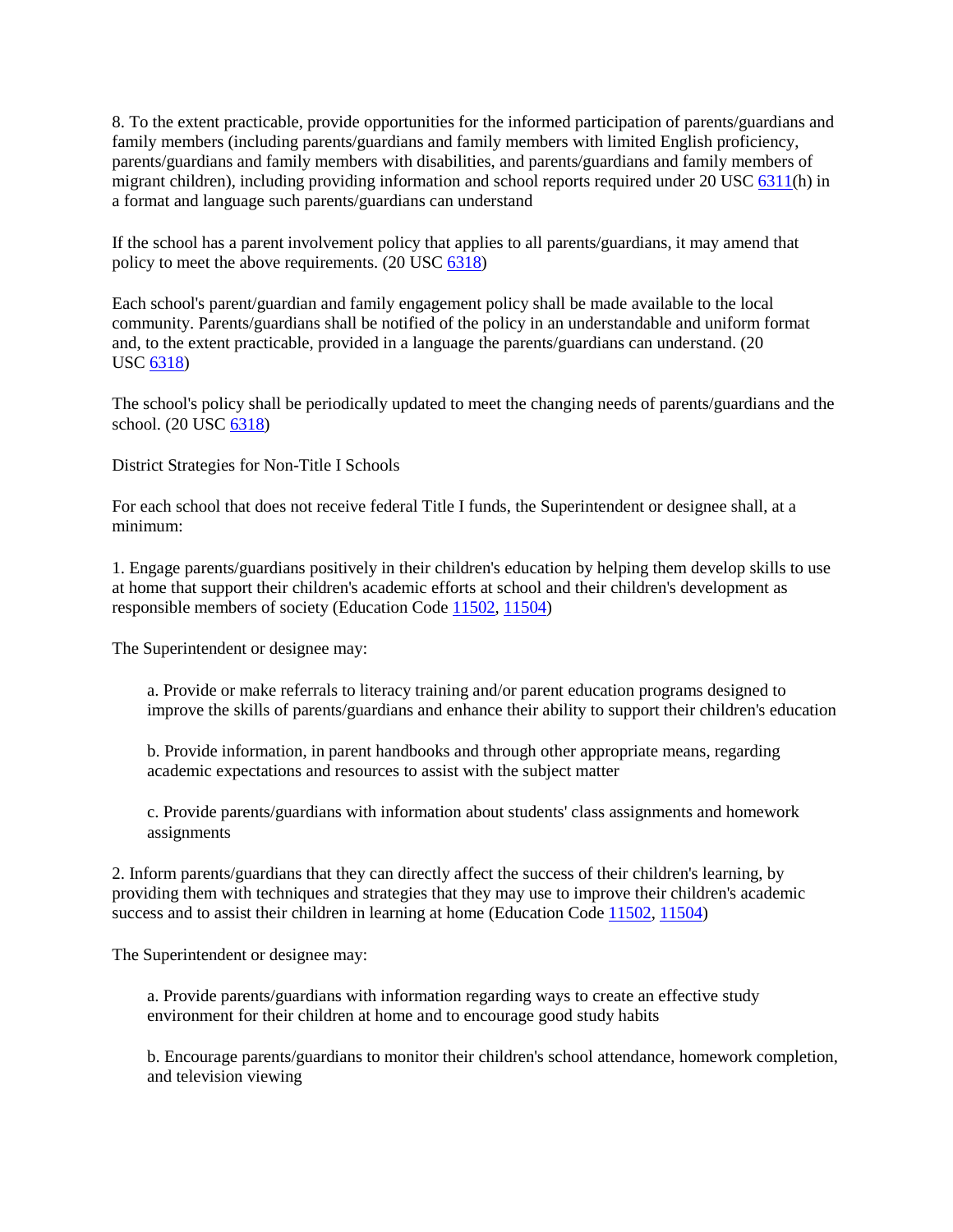8. To the extent practicable, provide opportunities for the informed participation of parents/guardians and family members (including parents/guardians and family members with limited English proficiency, parents/guardians and family members with disabilities, and parents/guardians and family members of migrant children), including providing information and school reports required under 20 USC 6311(h) in a format and language such parents/guardians can understand

If the school has a parent involvement policy that applies to all parents/guardians, it may amend that policy to meet the above requirements. (20 USC 6318)

Each school's parent/guardian and family engagement policy shall be made available to the local community. Parents/guardians shall be notified of the policy in an understandable and uniform format and, to the extent practicable, provided in a language the parents/guardians can understand. (20 USC 6318)

The school's policy shall be periodically updated to meet the changing needs of parents/guardians and the school. (20 USC 6318)

District Strategies for Non-Title I Schools

For each school that does not receive federal Title I funds, the Superintendent or designee shall, at a minimum:

1. Engage parents/guardians positively in their children's education by helping them develop skills to use at home that support their children's academic efforts at school and their children's development as responsible members of society (Education Code 11502, 11504)

The Superintendent or designee may:

a. Provide or make referrals to literacy training and/or parent education programs designed to improve the skills of parents/guardians and enhance their ability to support their children's education

b. Provide information, in parent handbooks and through other appropriate means, regarding academic expectations and resources to assist with the subject matter

c. Provide parents/guardians with information about students' class assignments and homework assignments

2. Inform parents/guardians that they can directly affect the success of their children's learning, by providing them with techniques and strategies that they may use to improve their children's academic success and to assist their children in learning at home (Education Code 11502, 11504)

The Superintendent or designee may:

a. Provide parents/guardians with information regarding ways to create an effective study environment for their children at home and to encourage good study habits

b. Encourage parents/guardians to monitor their children's school attendance, homework completion, and television viewing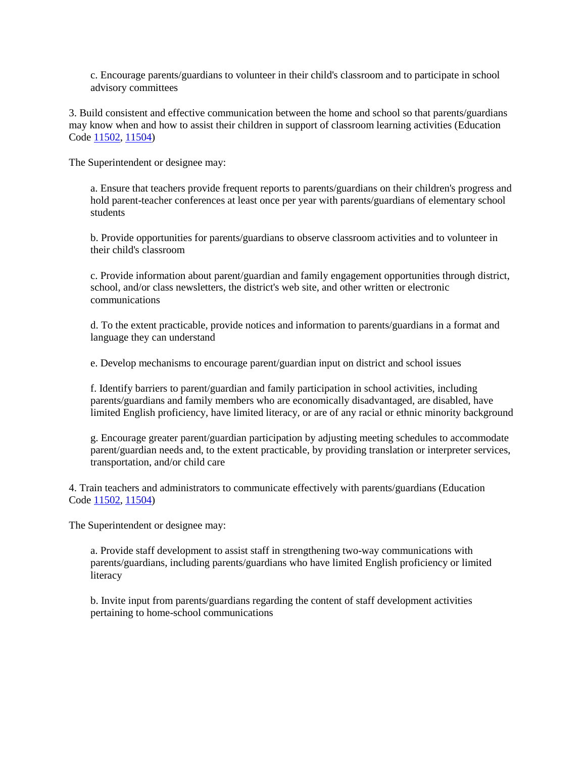c. Encourage parents/guardians to volunteer in their child's classroom and to participate in school advisory committees

3. Build consistent and effective communication between the home and school so that parents/guardians may know when and how to assist their children in support of classroom learning activities (Education Code 11502, 11504)

The Superintendent or designee may:

a. Ensure that teachers provide frequent reports to parents/guardians on their children's progress and hold parent-teacher conferences at least once per year with parents/guardians of elementary school students

b. Provide opportunities for parents/guardians to observe classroom activities and to volunteer in their child's classroom

c. Provide information about parent/guardian and family engagement opportunities through district, school, and/or class newsletters, the district's web site, and other written or electronic communications

d. To the extent practicable, provide notices and information to parents/guardians in a format and language they can understand

e. Develop mechanisms to encourage parent/guardian input on district and school issues

f. Identify barriers to parent/guardian and family participation in school activities, including parents/guardians and family members who are economically disadvantaged, are disabled, have limited English proficiency, have limited literacy, or are of any racial or ethnic minority background

g. Encourage greater parent/guardian participation by adjusting meeting schedules to accommodate parent/guardian needs and, to the extent practicable, by providing translation or interpreter services, transportation, and/or child care

4. Train teachers and administrators to communicate effectively with parents/guardians (Education Code 11502, 11504)

The Superintendent or designee may:

a. Provide staff development to assist staff in strengthening two-way communications with parents/guardians, including parents/guardians who have limited English proficiency or limited literacy

b. Invite input from parents/guardians regarding the content of staff development activities pertaining to home-school communications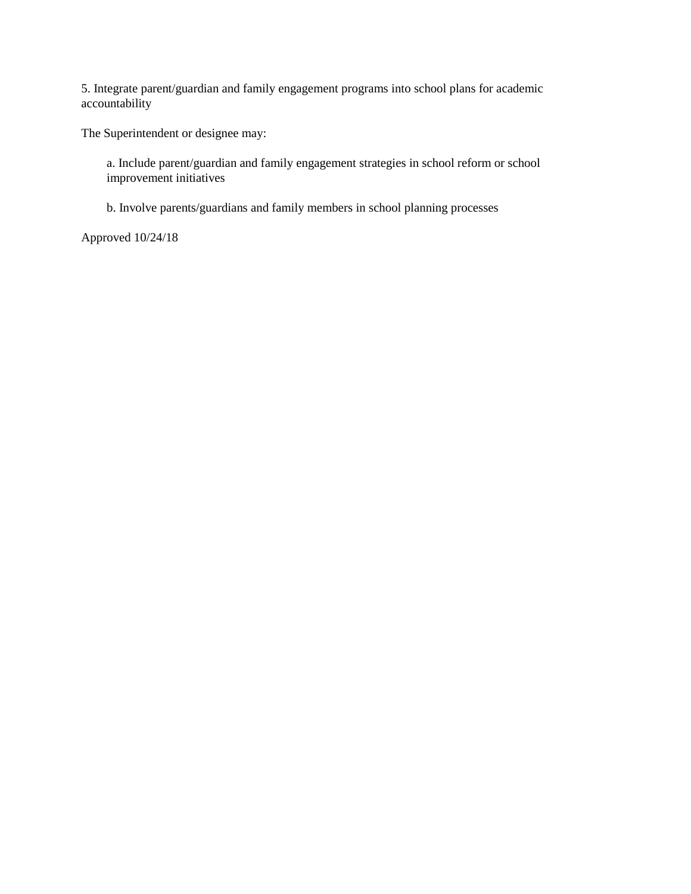5. Integrate parent/guardian and family engagement programs into school plans for academic accountability

The Superintendent or designee may:

> a. Include parent/guardian and family engagement strategies in school reform or school improvement initiatives
>
> b. Involve parents/guardians and family members in school planning processes

Approved 10/24/18